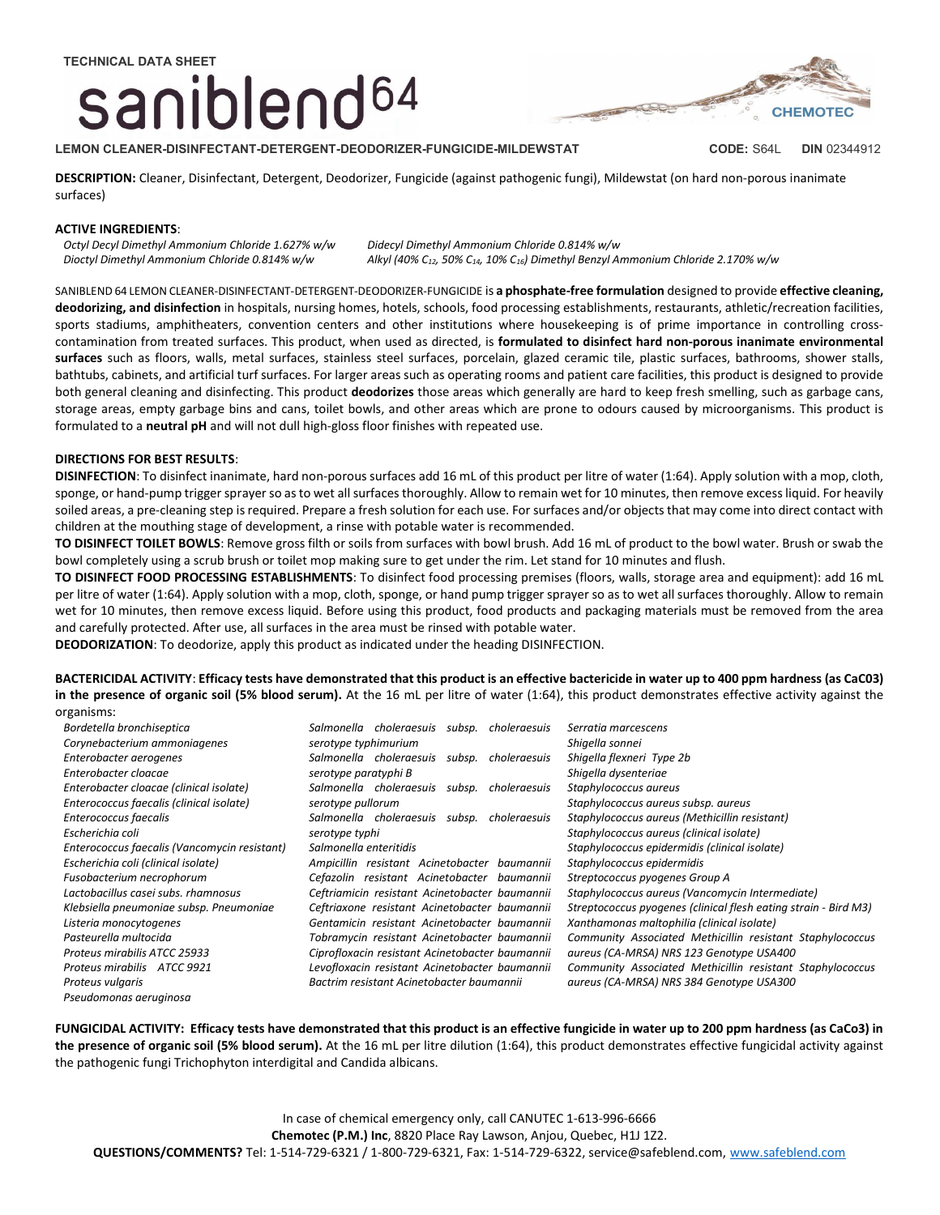TECHNICAL DATA SHEET

# saniblend64

CHEMOTEC

**LEMON CLEANER-DISINFECTANT-DETERGENT-DEODORIZER-FUNGICIDE-MILDEWSTAT** **CODE:** S64L **DIN** 02344912

**DESCRIPTION:** Cleaner, Disinfectant, Detergent, Deodorizer, Fungicide (against pathogenic fungi), Mildewstat (on hard non-porous inanimate surfaces)

**ACTIVE INGREDIENTS**:

*Octyl Decyl Dimethyl Ammonium Chloride 1.627% w/w*
*Dioctyl Dimethyl Ammonium Chloride 0.814% w/w*
*Didecyl Dimethyl Ammonium Chloride 0.814% w/w*
*Alkyl (40% $C_{12}$, 50% $C_{14}$, 10% $C_{16}$) Dimethyl Benzyl Ammonium Chloride 2.170% w/w*

SANIBLEND 64 LEMON CLEANER-DISINFECTANT-DETERGENT-DEODORIZER-FUNGICIDE is **a phosphate-free formulation** designed to provide **effective cleaning, deodorizing, and disinfection** in hospitals, nursing homes, hotels, schools, food processing establishments, restaurants, athletic/recreation facilities, sports stadiums, amphitheaters, convention centers and other institutions where housekeeping is of prime importance in controlling cross-contamination from treated surfaces. This product, when used as directed, is **formulated to disinfect hard non-porous inanimate environmental surfaces** such as floors, walls, metal surfaces, stainless steel surfaces, porcelain, glazed ceramic tile, plastic surfaces, bathrooms, shower stalls, bathtubs, cabinets, and artificial turf surfaces. For larger areas such as operating rooms and patient care facilities, this product is designed to provide both general cleaning and disinfecting. This product **deodorizes** those areas which generally are hard to keep fresh smelling, such as garbage cans, storage areas, empty garbage bins and cans, toilet bowls, and other areas which are prone to odours caused by microorganisms. This product is formulated to a **neutral pH** and will not dull high-gloss floor finishes with repeated use.

**DIRECTIONS FOR BEST RESULTS**:

**DISINFECTION**: To disinfect inanimate, hard non-porous surfaces add 16 mL of this product per litre of water (1:64). Apply solution with a mop, cloth, sponge, or hand-pump trigger sprayer so as to wet all surfaces thoroughly. Allow to remain wet for 10 minutes, then remove excess liquid. For heavily soiled areas, a pre-cleaning step is required. Prepare a fresh solution for each use. For surfaces and/or objects that may come into direct contact with children at the mouthing stage of development, a rinse with potable water is recommended.

**TO DISINFECT TOILET BOWLS**: Remove gross filth or soils from surfaces with bowl brush. Add 16 mL of product to the bowl water. Brush or swab the bowl completely using a scrub brush or toilet mop making sure to get under the rim. Let stand for 10 minutes and flush.

**TO DISINFECT FOOD PROCESSING ESTABLISHMENTS**: To disinfect food processing premises (floors, walls, storage area and equipment): add 16 mL per litre of water (1:64). Apply solution with a mop, cloth, sponge, or hand pump trigger sprayer so as to wet all surfaces thoroughly. Allow to remain wet for 10 minutes, then remove excess liquid. Before using this product, food products and packaging materials must be removed from the area and carefully protected. After use, all surfaces in the area must be rinsed with potable water.

**DEODORIZATION**: To deodorize, apply this product as indicated under the heading DISINFECTION.

**BACTERICIDAL ACTIVITY**: **Efficacy tests have demonstrated that this product is an effective bactericide in water up to 400 ppm hardness (as CaC03) in the presence of organic soil (5% blood serum).** At the 16 mL per litre of water (1:64), this product demonstrates effective activity against the organisms:

*Bordetella bronchiseptica*
*Corynebacterium ammoniagenes*
*Enterobacter aerogenes*
*Enterobacter cloacae*
*Enterobacter cloacae (clinical isolate)*
*Enterococcus faecalis (clinical isolate)*
*Enterococcus faecalis*
*Escherichia coli*
*Enterococcus faecalis (Vancomycin resistant)*
*Escherichia coli (clinical isolate)*
*Fusobacterium necrophorum*
*Lactobacillus casei subs. rhamnosus*
*Klebsiella pneumoniae subsp. Pneumoniae*
*Listeria monocytogenes*
*Pasteurella multocida*
*Proteus mirabilis ATCC 25933*
*Proteus mirabilis ATCC 9921*
*Proteus vulgaris*
*Pseudomonas aeruginosa*
*Salmonella choleraesuis subsp. choleraesuis serotype typhimurium*
*Salmonella choleraesuis subsp. choleraesuis serotype paratyphi B*
*Salmonella choleraesuis subsp. choleraesuis serotype pullorum*
*Salmonella choleraesuis subsp. choleraesuis serotype typhi*
*Salmonella enteritidis*
*Ampicillin resistant Acinetobacter baumannii*
*Cefazolin resistant Acinetobacter baumannii*
*Ceftriamicin resistant Acinetobacter baumannii*
*Ceftriaxone resistant Acinetobacter baumannii*
*Gentamicin resistant Acinetobacter baumannii*
*Tobramycin resistant Acinetobacter baumannii*
*Ciprofloxacin resistant Acinetobacter baumannii*
*Levofloxacin resistant Acinetobacter baumannii*
*Bactrim resistant Acinetobacter baumannii*
*Serratia marcescens*
*Shigella sonnei*
*Shigella flexneri Type 2b*
*Shigella dysenteriae*
*Staphylococcus aureus*
*Staphylococcus aureus subsp. aureus*
*Staphylococcus aureus (Methicillin resistant)*
*Staphylococcus aureus (clinical isolate)*
*Staphylococcus epidermidis (clinical isolate)*
*Staphylococcus epidermidis*
*Streptococcus pyogenes Group A*
*Staphylococcus aureus (Vancomycin Intermediate)*
*Streptococcus pyogenes (clinical flesh eating strain - Bird M3)*
*Xanthamonas maltophilia (clinical isolate)*
*Community Associated Methicillin resistant Staphylococcus aureus (CA-MRSA) NRS 123 Genotype USA400*
*Community Associated Methicillin resistant Staphylococcus aureus (CA-MRSA) NRS 384 Genotype USA300*

**FUNGICIDAL ACTIVITY: Efficacy tests have demonstrated that this product is an effective fungicide in water up to 200 ppm hardness (as CaCo3) in the presence of organic soil (5% blood serum).** At the 16 mL per litre dilution (1:64), this product demonstrates effective fungicidal activity against the pathogenic fungi Trichophyton interdigital and Candida albicans.

In case of chemical emergency only, call CANUTEC 1-613-996-6666

**Chemotec (P.M.) Inc**, 8820 Place Ray Lawson, Anjou, Quebec, H1J 1Z2.

**QUESTIONS/COMMENTS?** Tel: 1-514-729-6321 / 1-800-729-6321, Fax: 1-514-729-6322, service@safeblend.com, www.safeblend.com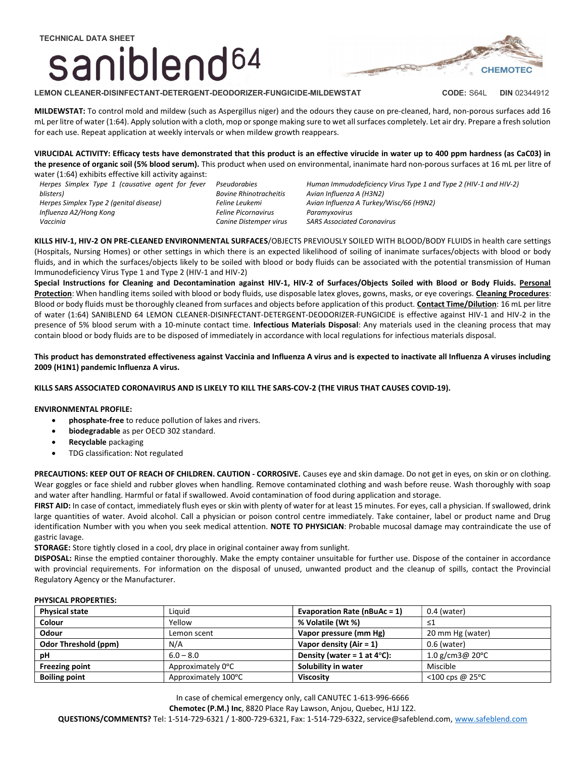TECHNICAL DATA SHEET

# saniblend64

CHEMOTEC

**LEMON CLEANER-DISINFECTANT-DETERGENT-DEODORIZER-FUNGICIDE-MILDEWSTAT** **CODE:** S64L **DIN** 02344912

**MILDEWSTAT:** To control mold and mildew (such as Aspergillus niger) and the odours they cause on pre-cleaned, hard, non-porous surfaces add 16 mL per litre of water (1:64). Apply solution with a cloth, mop or sponge making sure to wet all surfaces completely. Let air dry. Prepare a fresh solution for each use. Repeat application at weekly intervals or when mildew growth reappears.

**VIRUCIDAL ACTIVITY: Efficacy tests have demonstrated that this product is an effective virucide in water up to 400 ppm hardness (as CaC03) in the presence of organic soil (5% blood serum).** This product when used on environmental, inanimate hard non-porous surfaces at 16 mL per litre of water (1:64) exhibits effective kill activity against:

*Herpes Simplex Type 1 (causative agent for fever blisters)*
*Herpes Simplex Type 2 (genital disease)*
*Influenza A2/Hong Kong*
*Vaccinia*
*Pseudorabies*
*Bovine Rhinotracheitis*
*Feline Leukemi*
*Feline Picornavirus*
*Canine Distemper virus*
*Human Immudodeficiency Virus Type 1 and Type 2 (HIV-1 and HIV-2)*
*Avian Influenza A (H3N2)*
*Avian Influenza A Turkey/Wisc/66 (H9N2)*
*Paramyxovirus*
*SARS Associated Coronavirus*

**KILLS HIV-1, HIV-2 ON PRE-CLEANED ENVIRONMENTAL SURFACES**/OBJECTS PREVIOUSLY SOILED WITH BLOOD/BODY FLUIDS in health care settings (Hospitals, Nursing Homes) or other settings in which there is an expected likelihood of soiling of inanimate surfaces/objects with blood or body fluids, and in which the surfaces/objects likely to be soiled with blood or body fluids can be associated with the potential transmission of Human Immunodeficiency Virus Type 1 and Type 2 (HIV-1 and HIV-2)

**Special Instructions for Cleaning and Decontamination against HIV-1, HIV-2 of Surfaces/Objects Soiled with Blood or Body Fluids. Personal Protection**: When handling items soiled with blood or body fluids, use disposable latex gloves, gowns, masks, or eye coverings. **Cleaning Procedures**: Blood or body fluids must be thoroughly cleaned from surfaces and objects before application of this product. **Contact Time/Dilution**: 16 mL per litre of water (1:64) SANIBLEND 64 LEMON CLEANER-DISINFECTANT-DETERGENT-DEODORIZER-FUNGICIDE is effective against HIV-1 and HIV-2 in the presence of 5% blood serum with a 10-minute contact time. **Infectious Materials Disposal**: Any materials used in the cleaning process that may contain blood or body fluids are to be disposed of immediately in accordance with local regulations for infectious materials disposal.

**This product has demonstrated effectiveness against Vaccinia and Influenza A virus and is expected to inactivate all Influenza A viruses including 2009 (H1N1) pandemic Influenza A virus.**

**KILLS SARS ASSOCIATED CORONAVIRUS AND IS LIKELY TO KILL THE SARS-COV-2 (THE VIRUS THAT CAUSES COVID-19).**

**ENVIRONMENTAL PROFILE:**

- **phosphate-free** to reduce pollution of lakes and rivers.
- **biodegradable** as per OECD 302 standard.
- **Recyclable** packaging
- TDG classification: Not regulated

**PRECAUTIONS: KEEP OUT OF REACH OF CHILDREN. CAUTION - CORROSIVE.** Causes eye and skin damage. Do not get in eyes, on skin or on clothing. Wear goggles or face shield and rubber gloves when handling. Remove contaminated clothing and wash before reuse. Wash thoroughly with soap and water after handling. Harmful or fatal if swallowed. Avoid contamination of food during application and storage.

**FIRST AID:** In case of contact, immediately flush eyes or skin with plenty of water for at least 15 minutes. For eyes, call a physician. If swallowed, drink large quantities of water. Avoid alcohol. Call a physician or poison control centre immediately. Take container, label or product name and Drug identification Number with you when you seek medical attention. **NOTE TO PHYSICIAN**: Probable mucosal damage may contraindicate the use of gastric lavage.

**STORAGE:** Store tightly closed in a cool, dry place in original container away from sunlight.

**DISPOSAL:** Rinse the emptied container thoroughly. Make the empty container unsuitable for further use. Dispose of the container in accordance with provincial requirements. For information on the disposal of unused, unwanted product and the cleanup of spills, contact the Provincial Regulatory Agency or the Manufacturer.

**PHYSICAL PROPERTIES:**

| **Physical state** | Liquid | **Evaporation Rate (nBuAc = 1)** | 0.4 (water) |
|---|---|---|---|
| **Colour** | Yellow | **% Volatile (Wt %)** | ≤1 |
| **Odour** | Lemon scent | **Vapor pressure (mm Hg)** | 20 mm Hg (water) |
| **Odor Threshold (ppm)** | N/A | **Vapor density (Air = 1)** | 0.6 (water) |
| **pH** | 6.0 – 8.0 | **Density (water = 1 at 4°C):** | 1.0 g/cm3@ 20°C |
| **Freezing point** | Approximately 0°C | **Solubility in water** | Miscible |
| **Boiling point** | Approximately 100°C | **Viscosity** | <100 cps @ 25°C |

In case of chemical emergency only, call CANUTEC 1-613-996-6666

**Chemotec (P.M.) Inc**, 8820 Place Ray Lawson, Anjou, Quebec, H1J 1Z2.

**QUESTIONS/COMMENTS?** Tel: 1-514-729-6321 / 1-800-729-6321, Fax: 1-514-729-6322, service@safeblend.com, www.safeblend.com